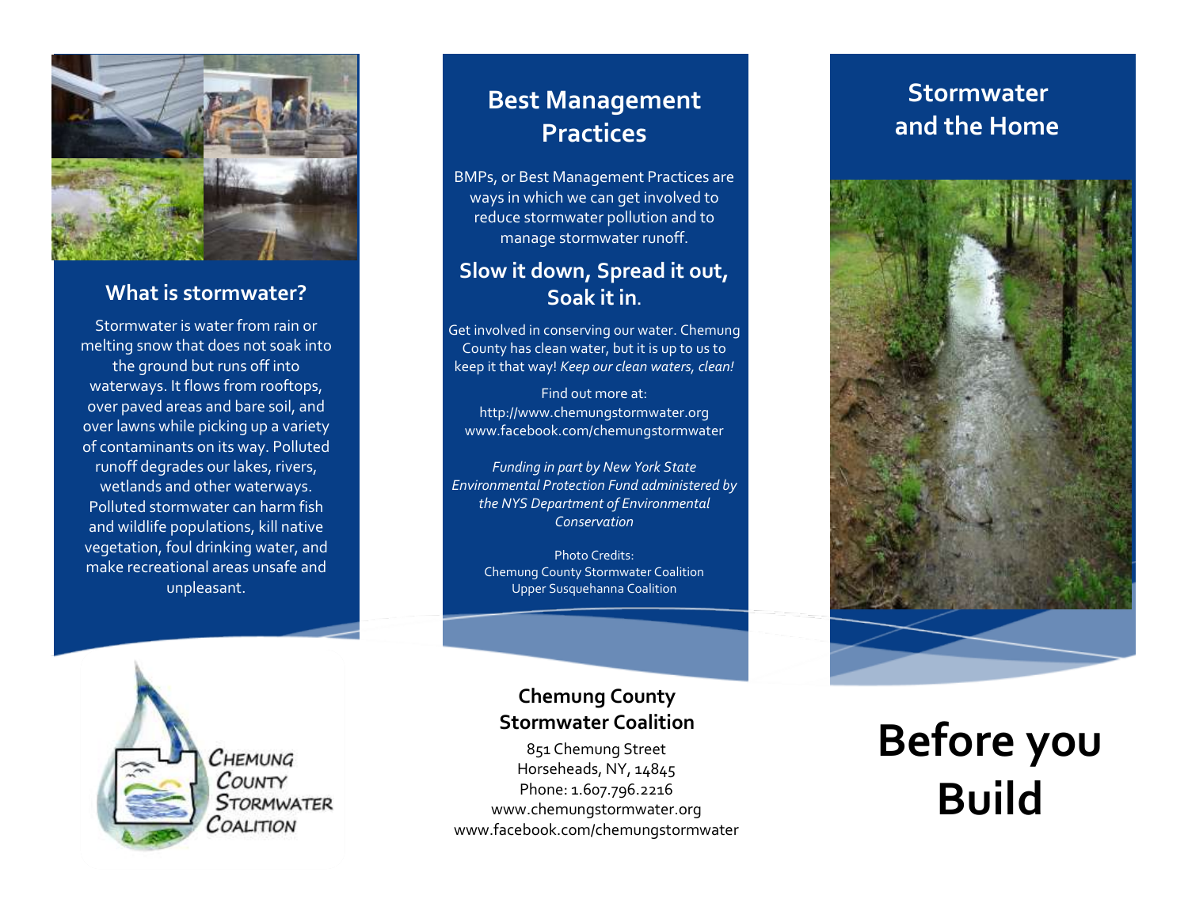## What is stormwater?

Stormwater is water from rain or melting snow that does not soak into the ground but runs off into waterways. It flows from rooftops, over paved areas and bare soil, and over lawns while picking up a variety of contaminants on its way. Polluted runoff degrades our lakes, rivers, wetlands and other waterways. Polluted stormwater can harm fish and wildlife populations, kill native vegetation, foul drinking water, and make recreational areas unsafe and unpleasant.

Chemung County Stormwater Coalition

## Best Management Practices

BMPs, or Best Management Practices are ways in which we can get involved to reduce stormwater pollution and to manage stormwater runoff.

### Slow it down, Spread it out, Soak it in.

Get involved in conserving our water. Chemung County has clean water, but it is up to us to keep it that way! *Keep our clean waters, clean!*

Find out more at:
http://www.chemungstormwater.org
www.facebook.com/chemungstormwater

*Funding in part by New York State Environmental Protection Fund administered by the NYS Department of Environmental Conservation*

Photo Credits:
Chemung County Stormwater Coalition
Upper Susquehanna Coalition

**Chemung County Stormwater Coalition**

851 Chemung Street
Horseheads, NY, 14845
Phone: 1.607.796.2216
www.chemungstormwater.org
www.facebook.com/chemungstormwater

## Stormwater and the Home

# Before you Build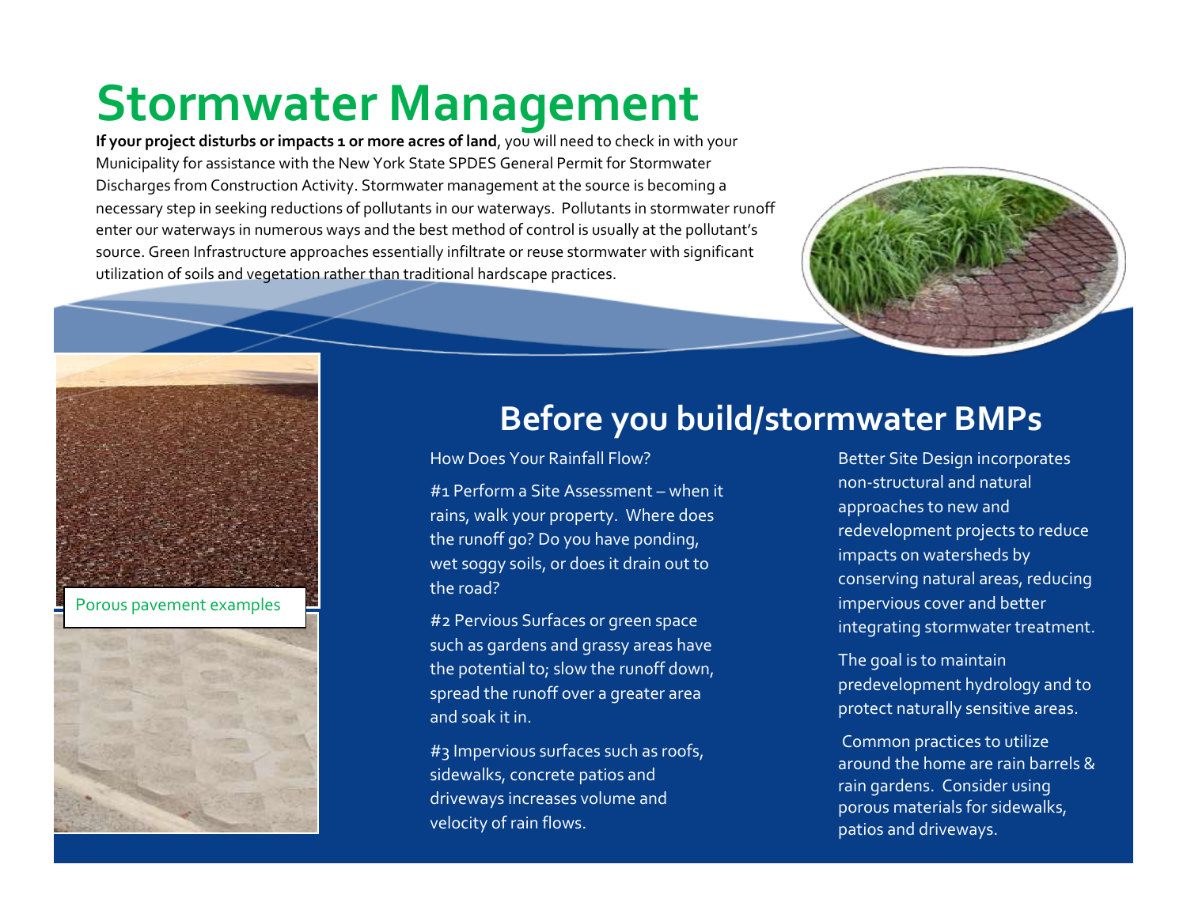# Stormwater Management

**If your project disturbs or impacts 1 or more acres of land**, you will need to check in with your Municipality for assistance with the New York State SPDES General Permit for Stormwater Discharges from Construction Activity. Stormwater management at the source is becoming a necessary step in seeking reductions of pollutants in our waterways. Pollutants in stormwater runoff enter our waterways in numerous ways and the best method of control is usually at the pollutant's source. Green Infrastructure approaches essentially infiltrate or reuse stormwater with significant utilization of soils and vegetation rather than traditional hardscape practices.

Porous pavement examples

## Before you build/stormwater BMPs

How Does Your Rainfall Flow?

#1 Perform a Site Assessment – when it rains, walk your property. Where does the runoff go? Do you have ponding, wet soggy soils, or does it drain out to the road?

#2 Pervious Surfaces or green space such as gardens and grassy areas have the potential to; slow the runoff down, spread the runoff over a greater area and soak it in.

#3 Impervious surfaces such as roofs, sidewalks, concrete patios and driveways increases volume and velocity of rain flows.

Better Site Design incorporates non-structural and natural approaches to new and redevelopment projects to reduce impacts on watersheds by conserving natural areas, reducing impervious cover and better integrating stormwater treatment.

The goal is to maintain predevelopment hydrology and to protect naturally sensitive areas.

Common practices to utilize around the home are rain barrels & rain gardens. Consider using porous materials for sidewalks, patios and driveways.